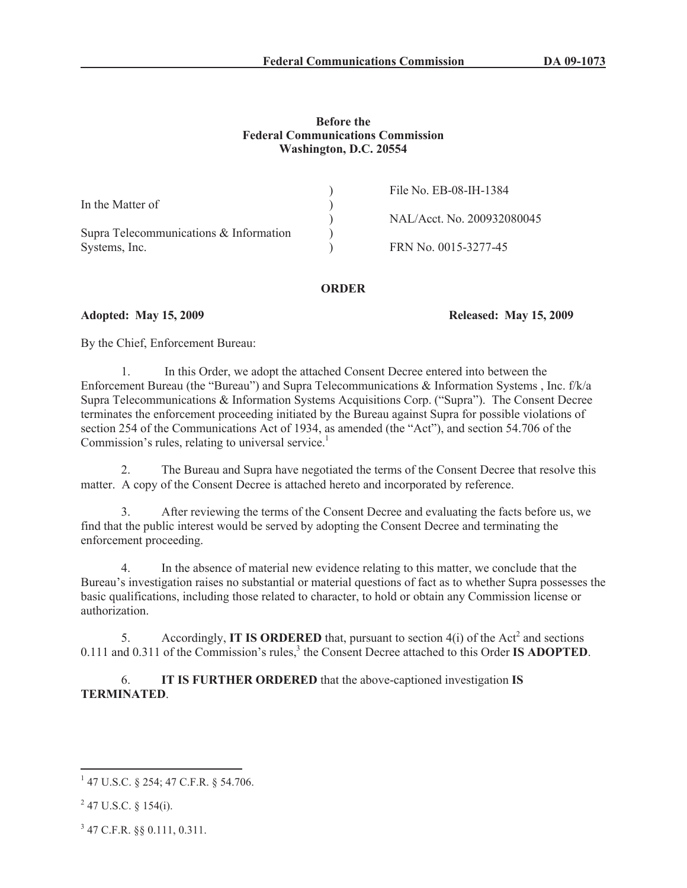**Before the**
**Federal Communications Commission**
**Washington, D.C. 20554**

| | | |
|---|---|---|
| In the Matter of | ) | File No. EB-08-IH-1384 |
| | ) | NAL/Acct. No. 200932080045 |
| Supra Telecommunications & Information Systems, Inc. | ) | FRN No. 0015-3277-45 |

## ORDER

**Adopted: May 15, 2009** **Released: May 15, 2009**

By the Chief, Enforcement Bureau:

1. In this Order, we adopt the attached Consent Decree entered into between the Enforcement Bureau (the "Bureau") and Supra Telecommunications & Information Systems , Inc. f/k/a Supra Telecommunications & Information Systems Acquisitions Corp. ("Supra"). The Consent Decree terminates the enforcement proceeding initiated by the Bureau against Supra for possible violations of section 254 of the Communications Act of 1934, as amended (the "Act"), and section 54.706 of the Commission's rules, relating to universal service.[1]

2. The Bureau and Supra have negotiated the terms of the Consent Decree that resolve this matter. A copy of the Consent Decree is attached hereto and incorporated by reference.

3. After reviewing the terms of the Consent Decree and evaluating the facts before us, we find that the public interest would be served by adopting the Consent Decree and terminating the enforcement proceeding.

4. In the absence of material new evidence relating to this matter, we conclude that the Bureau's investigation raises no substantial or material questions of fact as to whether Supra possesses the basic qualifications, including those related to character, to hold or obtain any Commission license or authorization.

5. Accordingly, **IT IS ORDERED** that, pursuant to section 4(i) of the Act[2] and sections 0.111 and 0.311 of the Commission's rules,[3] the Consent Decree attached to this Order **IS ADOPTED**.

6. **IT IS FURTHER ORDERED** that the above-captioned investigation **IS TERMINATED**.

---

[1] 47 U.S.C. § 254; 47 C.F.R. § 54.706.

[2] 47 U.S.C. § 154(i).

[3] 47 C.F.R. §§ 0.111, 0.311.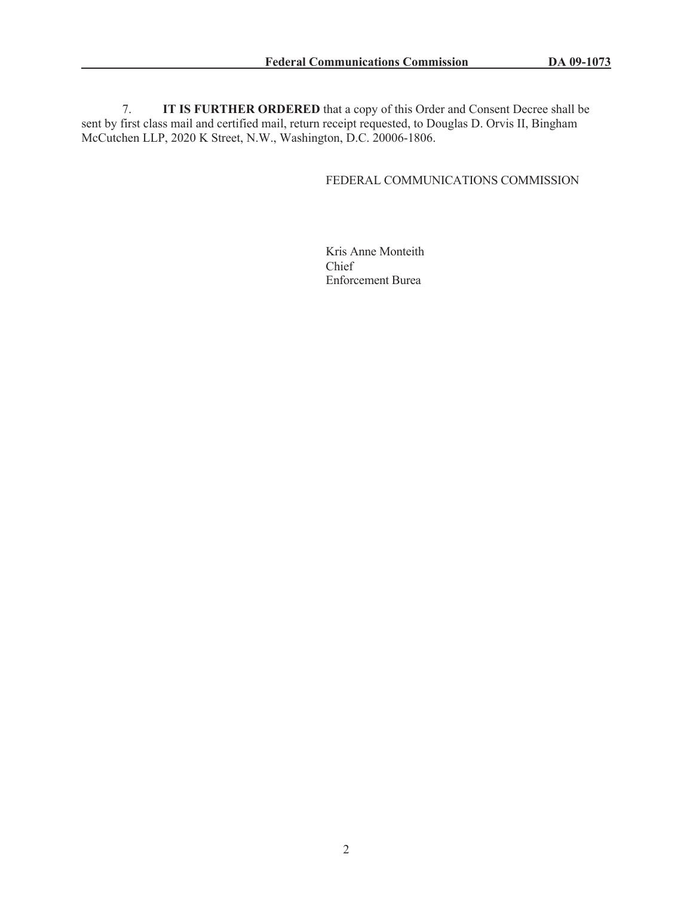7. **IT IS FURTHER ORDERED** that a copy of this Order and Consent Decree shall be sent by first class mail and certified mail, return receipt requested, to Douglas D. Orvis II, Bingham McCutchen LLP, 2020 K Street, N.W., Washington, D.C. 20006-1806.

FEDERAL COMMUNICATIONS COMMISSION

Kris Anne Monteith
Chief
Enforcement Burea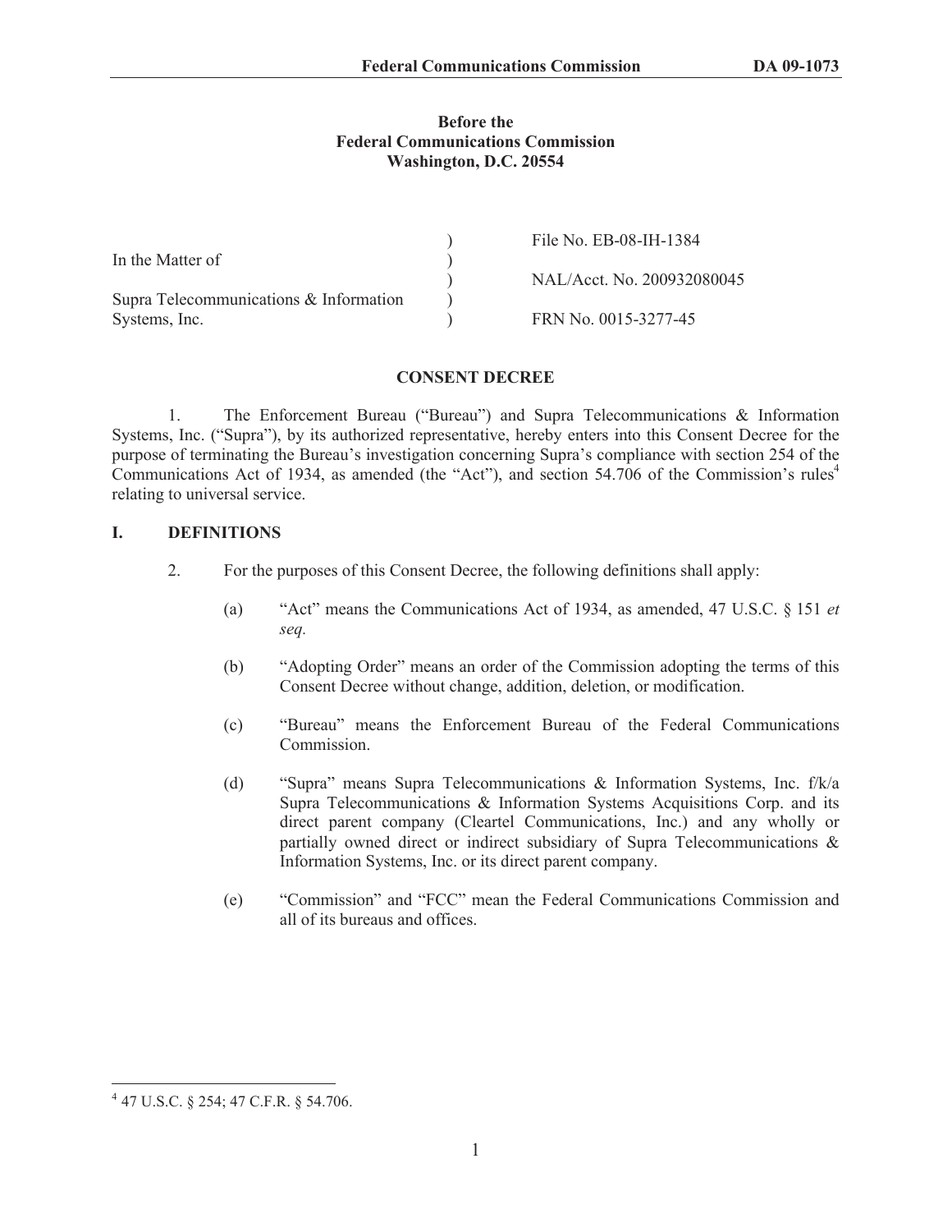**Before the**
**Federal Communications Commission**
**Washington, D.C. 20554**

| | | |
|---|---|---|
| In the Matter of | ) | File No. EB-08-IH-1384 |
| | ) | |
| Supra Telecommunications & Information Systems, Inc. | ) | NAL/Acct. No. 200932080045 |
| | ) | |
| | ) | FRN No. 0015-3277-45 |

## CONSENT DECREE

1. The Enforcement Bureau ("Bureau") and Supra Telecommunications & Information Systems, Inc. ("Supra"), by its authorized representative, hereby enters into this Consent Decree for the purpose of terminating the Bureau's investigation concerning Supra's compliance with section 254 of the Communications Act of 1934, as amended (the "Act"), and section 54.706 of the Commission's rules[4] relating to universal service.

## I. DEFINITIONS

2. For the purposes of this Consent Decree, the following definitions shall apply:

(a) "Act" means the Communications Act of 1934, as amended, 47 U.S.C. § 151 *et seq.*

(b) "Adopting Order" means an order of the Commission adopting the terms of this Consent Decree without change, addition, deletion, or modification.

(c) "Bureau" means the Enforcement Bureau of the Federal Communications Commission.

(d) "Supra" means Supra Telecommunications & Information Systems, Inc. f/k/a Supra Telecommunications & Information Systems Acquisitions Corp. and its direct parent company (Cleartel Communications, Inc.) and any wholly or partially owned direct or indirect subsidiary of Supra Telecommunications & Information Systems, Inc. or its direct parent company.

(e) "Commission" and "FCC" mean the Federal Communications Commission and all of its bureaus and offices.

---

[4] 47 U.S.C. § 254; 47 C.F.R. § 54.706.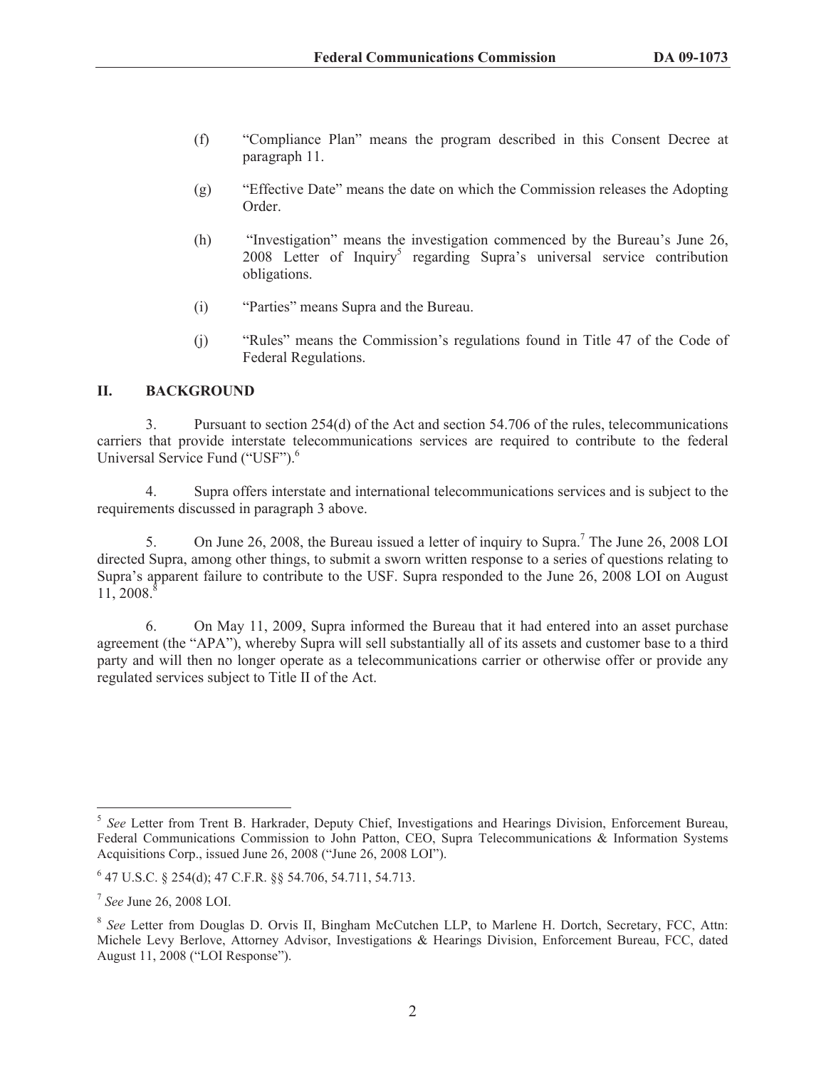(f) "Compliance Plan" means the program described in this Consent Decree at paragraph 11.

(g) "Effective Date" means the date on which the Commission releases the Adopting Order.

(h) "Investigation" means the investigation commenced by the Bureau's June 26, 2008 Letter of Inquiry[5] regarding Supra's universal service contribution obligations.

(i) "Parties" means Supra and the Bureau.

(j) "Rules" means the Commission's regulations found in Title 47 of the Code of Federal Regulations.

## II. BACKGROUND

3. Pursuant to section 254(d) of the Act and section 54.706 of the rules, telecommunications carriers that provide interstate telecommunications services are required to contribute to the federal Universal Service Fund ("USF").[6]

4. Supra offers interstate and international telecommunications services and is subject to the requirements discussed in paragraph 3 above.

5. On June 26, 2008, the Bureau issued a letter of inquiry to Supra.[7] The June 26, 2008 LOI directed Supra, among other things, to submit a sworn written response to a series of questions relating to Supra's apparent failure to contribute to the USF. Supra responded to the June 26, 2008 LOI on August 11, 2008.[8]

6. On May 11, 2009, Supra informed the Bureau that it had entered into an asset purchase agreement (the "APA"), whereby Supra will sell substantially all of its assets and customer base to a third party and will then no longer operate as a telecommunications carrier or otherwise offer or provide any regulated services subject to Title II of the Act.

---

[5] *See* Letter from Trent B. Harkrader, Deputy Chief, Investigations and Hearings Division, Enforcement Bureau, Federal Communications Commission to John Patton, CEO, Supra Telecommunications & Information Systems Acquisitions Corp., issued June 26, 2008 ("June 26, 2008 LOI").

[6] 47 U.S.C. § 254(d); 47 C.F.R. §§ 54.706, 54.711, 54.713.

[7] *See* June 26, 2008 LOI.

[8] *See* Letter from Douglas D. Orvis II, Bingham McCutchen LLP, to Marlene H. Dortch, Secretary, FCC, Attn: Michele Levy Berlove, Attorney Advisor, Investigations & Hearings Division, Enforcement Bureau, FCC, dated August 11, 2008 ("LOI Response").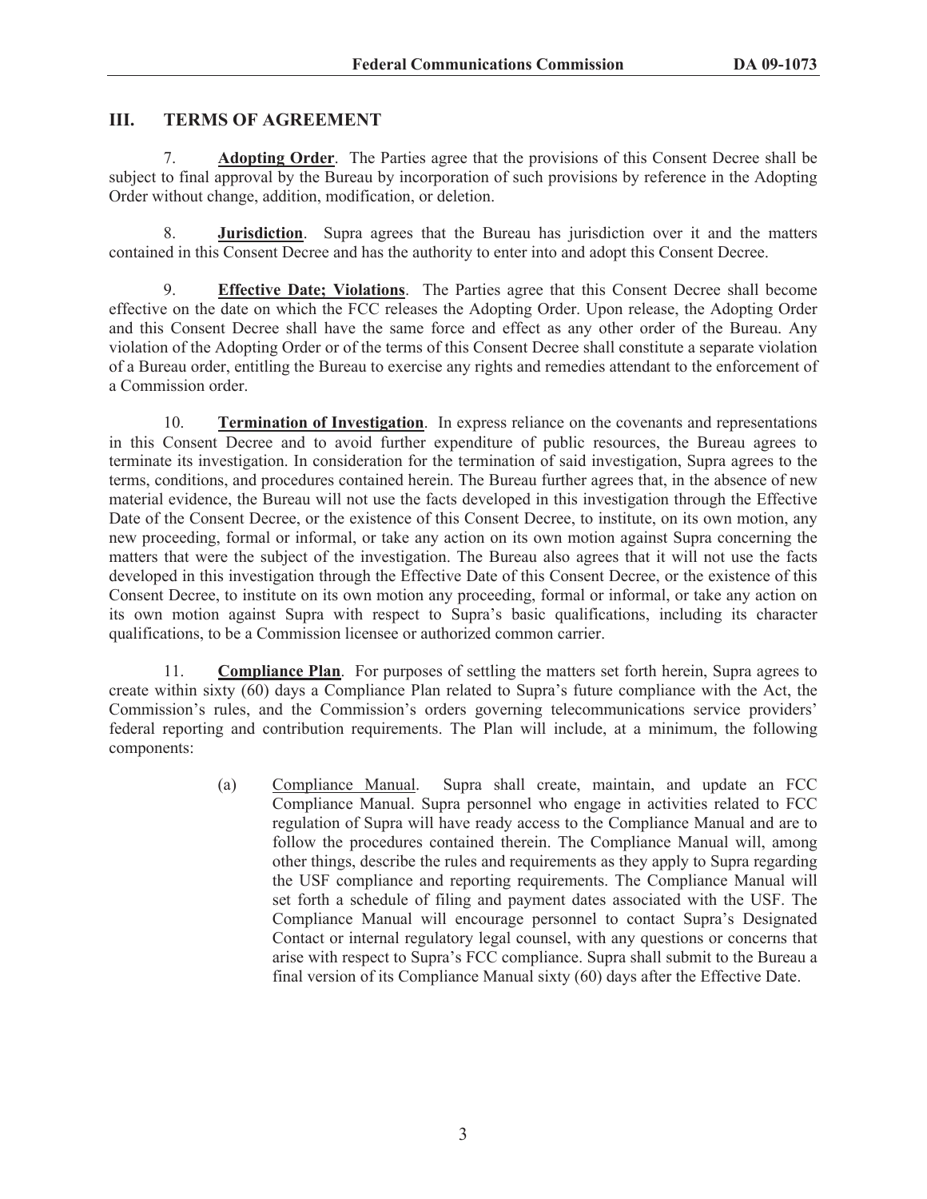## III. TERMS OF AGREEMENT

7. **Adopting Order**. The Parties agree that the provisions of this Consent Decree shall be subject to final approval by the Bureau by incorporation of such provisions by reference in the Adopting Order without change, addition, modification, or deletion.

8. **Jurisdiction**. Supra agrees that the Bureau has jurisdiction over it and the matters contained in this Consent Decree and has the authority to enter into and adopt this Consent Decree.

9. **Effective Date; Violations**. The Parties agree that this Consent Decree shall become effective on the date on which the FCC releases the Adopting Order. Upon release, the Adopting Order and this Consent Decree shall have the same force and effect as any other order of the Bureau. Any violation of the Adopting Order or of the terms of this Consent Decree shall constitute a separate violation of a Bureau order, entitling the Bureau to exercise any rights and remedies attendant to the enforcement of a Commission order.

10. **Termination of Investigation**. In express reliance on the covenants and representations in this Consent Decree and to avoid further expenditure of public resources, the Bureau agrees to terminate its investigation. In consideration for the termination of said investigation, Supra agrees to the terms, conditions, and procedures contained herein. The Bureau further agrees that, in the absence of new material evidence, the Bureau will not use the facts developed in this investigation through the Effective Date of the Consent Decree, or the existence of this Consent Decree, to institute, on its own motion, any new proceeding, formal or informal, or take any action on its own motion against Supra concerning the matters that were the subject of the investigation. The Bureau also agrees that it will not use the facts developed in this investigation through the Effective Date of this Consent Decree, or the existence of this Consent Decree, to institute on its own motion any proceeding, formal or informal, or take any action on its own motion against Supra with respect to Supra's basic qualifications, including its character qualifications, to be a Commission licensee or authorized common carrier.

11. **Compliance Plan**. For purposes of settling the matters set forth herein, Supra agrees to create within sixty (60) days a Compliance Plan related to Supra's future compliance with the Act, the Commission's rules, and the Commission's orders governing telecommunications service providers' federal reporting and contribution requirements. The Plan will include, at a minimum, the following components:

(a) Compliance Manual. Supra shall create, maintain, and update an FCC Compliance Manual. Supra personnel who engage in activities related to FCC regulation of Supra will have ready access to the Compliance Manual and are to follow the procedures contained therein. The Compliance Manual will, among other things, describe the rules and requirements as they apply to Supra regarding the USF compliance and reporting requirements. The Compliance Manual will set forth a schedule of filing and payment dates associated with the USF. The Compliance Manual will encourage personnel to contact Supra's Designated Contact or internal regulatory legal counsel, with any questions or concerns that arise with respect to Supra's FCC compliance. Supra shall submit to the Bureau a final version of its Compliance Manual sixty (60) days after the Effective Date.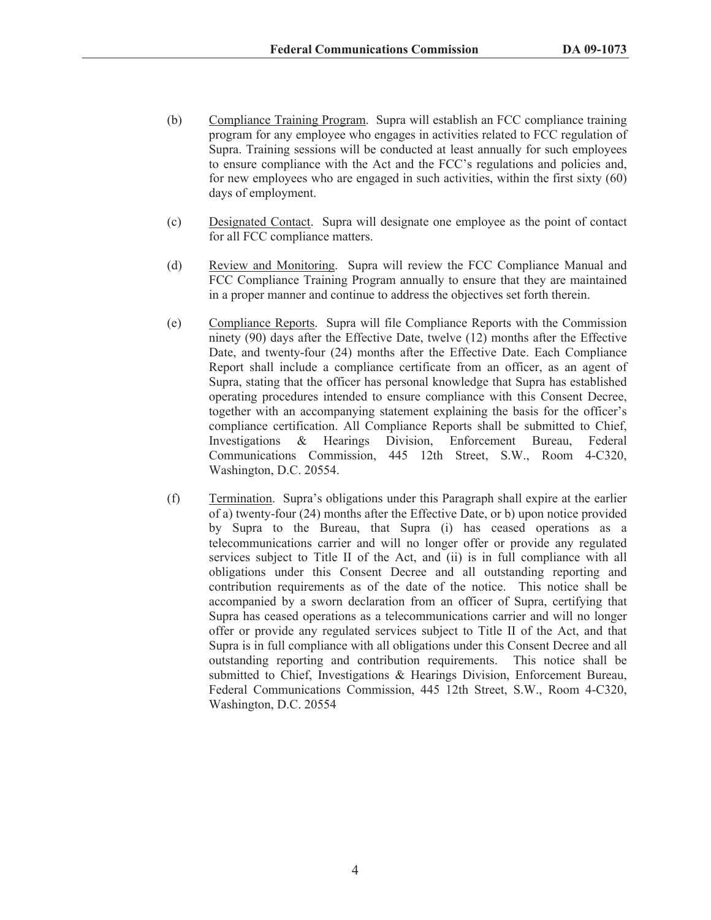(b) Compliance Training Program. Supra will establish an FCC compliance training program for any employee who engages in activities related to FCC regulation of Supra. Training sessions will be conducted at least annually for such employees to ensure compliance with the Act and the FCC's regulations and policies and, for new employees who are engaged in such activities, within the first sixty (60) days of employment.

(c) Designated Contact. Supra will designate one employee as the point of contact for all FCC compliance matters.

(d) Review and Monitoring. Supra will review the FCC Compliance Manual and FCC Compliance Training Program annually to ensure that they are maintained in a proper manner and continue to address the objectives set forth therein.

(e) Compliance Reports. Supra will file Compliance Reports with the Commission ninety (90) days after the Effective Date, twelve (12) months after the Effective Date, and twenty-four (24) months after the Effective Date. Each Compliance Report shall include a compliance certificate from an officer, as an agent of Supra, stating that the officer has personal knowledge that Supra has established operating procedures intended to ensure compliance with this Consent Decree, together with an accompanying statement explaining the basis for the officer's compliance certification. All Compliance Reports shall be submitted to Chief, Investigations & Hearings Division, Enforcement Bureau, Federal Communications Commission, 445 12th Street, S.W., Room 4-C320, Washington, D.C. 20554.

(f) Termination. Supra's obligations under this Paragraph shall expire at the earlier of a) twenty-four (24) months after the Effective Date, or b) upon notice provided by Supra to the Bureau, that Supra (i) has ceased operations as a telecommunications carrier and will no longer offer or provide any regulated services subject to Title II of the Act, and (ii) is in full compliance with all obligations under this Consent Decree and all outstanding reporting and contribution requirements as of the date of the notice. This notice shall be accompanied by a sworn declaration from an officer of Supra, certifying that Supra has ceased operations as a telecommunications carrier and will no longer offer or provide any regulated services subject to Title II of the Act, and that Supra is in full compliance with all obligations under this Consent Decree and all outstanding reporting and contribution requirements. This notice shall be submitted to Chief, Investigations & Hearings Division, Enforcement Bureau, Federal Communications Commission, 445 12th Street, S.W., Room 4-C320, Washington, D.C. 20554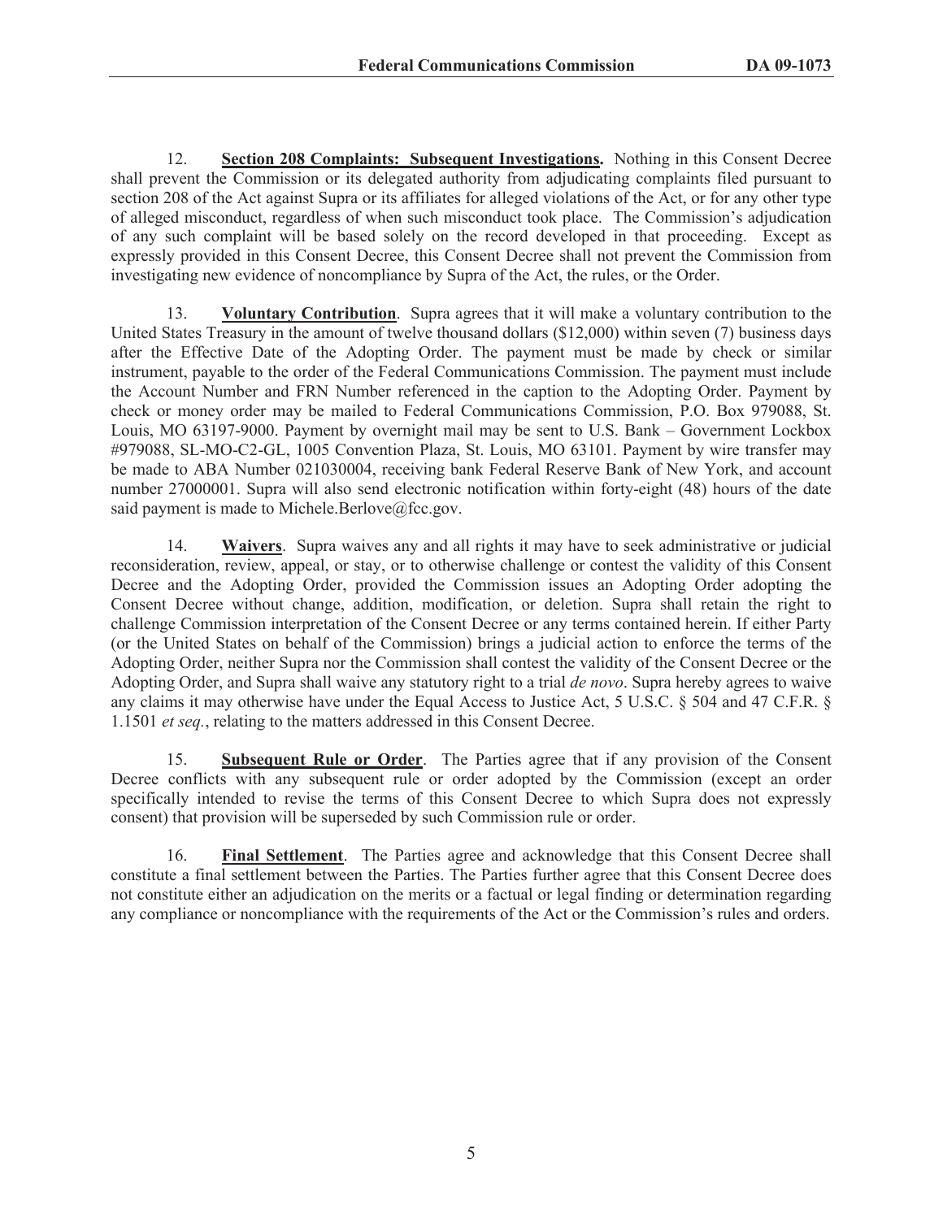12. **Section 208 Complaints: Subsequent Investigations.** Nothing in this Consent Decree shall prevent the Commission or its delegated authority from adjudicating complaints filed pursuant to section 208 of the Act against Supra or its affiliates for alleged violations of the Act, or for any other type of alleged misconduct, regardless of when such misconduct took place. The Commission's adjudication of any such complaint will be based solely on the record developed in that proceeding. Except as expressly provided in this Consent Decree, this Consent Decree shall not prevent the Commission from investigating new evidence of noncompliance by Supra of the Act, the rules, or the Order.

13. **Voluntary Contribution**. Supra agrees that it will make a voluntary contribution to the United States Treasury in the amount of twelve thousand dollars ($12,000) within seven (7) business days after the Effective Date of the Adopting Order. The payment must be made by check or similar instrument, payable to the order of the Federal Communications Commission. The payment must include the Account Number and FRN Number referenced in the caption to the Adopting Order. Payment by check or money order may be mailed to Federal Communications Commission, P.O. Box 979088, St. Louis, MO 63197-9000. Payment by overnight mail may be sent to U.S. Bank – Government Lockbox #979088, SL-MO-C2-GL, 1005 Convention Plaza, St. Louis, MO 63101. Payment by wire transfer may be made to ABA Number 021030004, receiving bank Federal Reserve Bank of New York, and account number 27000001. Supra will also send electronic notification within forty-eight (48) hours of the date said payment is made to Michele.Berlove@fcc.gov.

14. **Waivers**. Supra waives any and all rights it may have to seek administrative or judicial reconsideration, review, appeal, or stay, or to otherwise challenge or contest the validity of this Consent Decree and the Adopting Order, provided the Commission issues an Adopting Order adopting the Consent Decree without change, addition, modification, or deletion. Supra shall retain the right to challenge Commission interpretation of the Consent Decree or any terms contained herein. If either Party (or the United States on behalf of the Commission) brings a judicial action to enforce the terms of the Adopting Order, neither Supra nor the Commission shall contest the validity of the Consent Decree or the Adopting Order, and Supra shall waive any statutory right to a trial *de novo*. Supra hereby agrees to waive any claims it may otherwise have under the Equal Access to Justice Act, 5 U.S.C. § 504 and 47 C.F.R. § 1.1501 *et seq.*, relating to the matters addressed in this Consent Decree.

15. **Subsequent Rule or Order**. The Parties agree that if any provision of the Consent Decree conflicts with any subsequent rule or order adopted by the Commission (except an order specifically intended to revise the terms of this Consent Decree to which Supra does not expressly consent) that provision will be superseded by such Commission rule or order.

16. **Final Settlement**. The Parties agree and acknowledge that this Consent Decree shall constitute a final settlement between the Parties. The Parties further agree that this Consent Decree does not constitute either an adjudication on the merits or a factual or legal finding or determination regarding any compliance or noncompliance with the requirements of the Act or the Commission's rules and orders.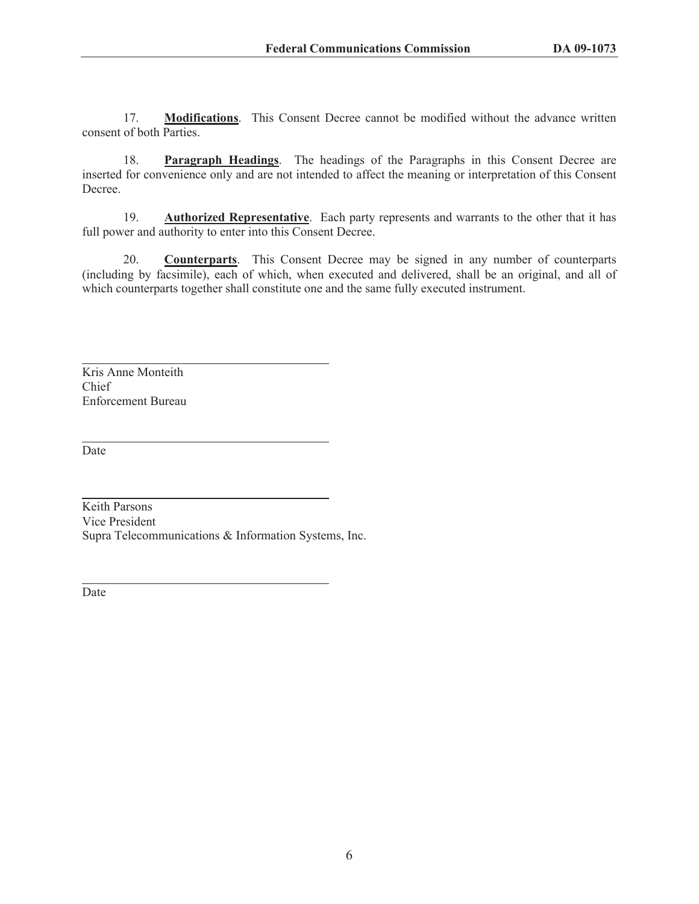17. **Modifications**. This Consent Decree cannot be modified without the advance written consent of both Parties.

18. **Paragraph Headings**. The headings of the Paragraphs in this Consent Decree are inserted for convenience only and are not intended to affect the meaning or interpretation of this Consent Decree.

19. **Authorized Representative**. Each party represents and warrants to the other that it has full power and authority to enter into this Consent Decree.

20. **Counterparts**. This Consent Decree may be signed in any number of counterparts (including by facsimile), each of which, when executed and delivered, shall be an original, and all of which counterparts together shall constitute one and the same fully executed instrument.

\_\_\_\_\_\_\_\_\_\_\_\_\_\_\_\_\_\_\_\_\_\_\_\_\_\_\_\_\_\_\_\_\_\_\_\_\_\_\_\_

Kris Anne Monteith
Chief
Enforcement Bureau

\_\_\_\_\_\_\_\_\_\_\_\_\_\_\_\_\_\_\_\_\_\_\_\_\_\_\_\_\_\_\_\_\_\_\_\_\_\_\_\_

Date

\_\_\_\_\_\_\_\_\_\_\_\_\_\_\_\_\_\_\_\_\_\_\_\_\_\_\_\_\_\_\_\_\_\_\_\_\_\_\_\_

Keith Parsons
Vice President
Supra Telecommunications & Information Systems, Inc.

\_\_\_\_\_\_\_\_\_\_\_\_\_\_\_\_\_\_\_\_\_\_\_\_\_\_\_\_\_\_\_\_\_\_\_\_\_\_\_\_

Date